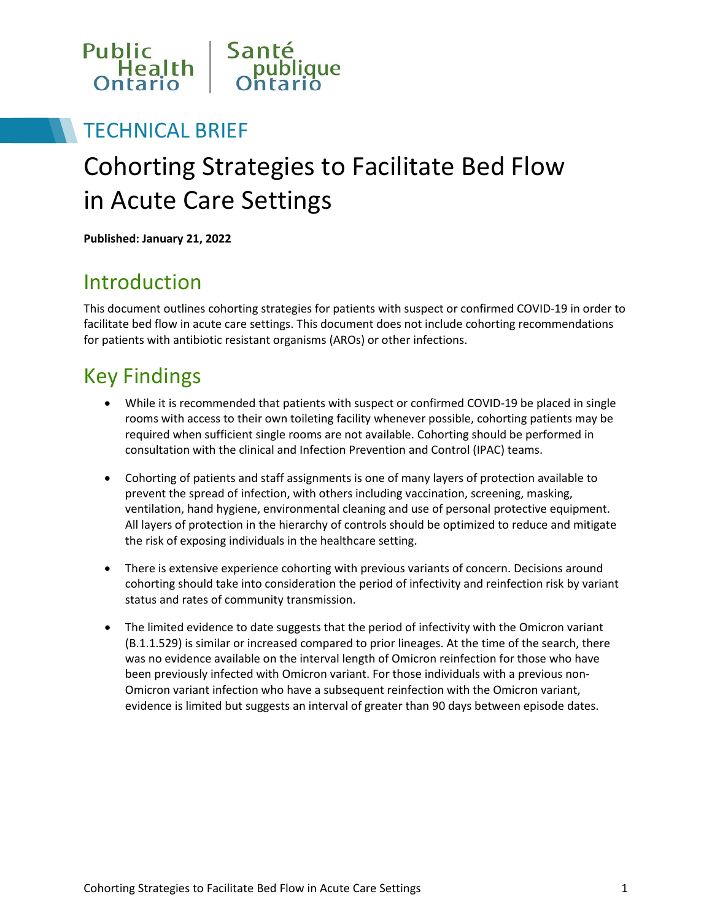Public Health Ontario | Santé publique Ontario

TECHNICAL BRIEF

# Cohorting Strategies to Facilitate Bed Flow in Acute Care Settings

**Published: January 21, 2022**

## Introduction

This document outlines cohorting strategies for patients with suspect or confirmed COVID-19 in order to facilitate bed flow in acute care settings. This document does not include cohorting recommendations for patients with antibiotic resistant organisms (AROs) or other infections.

## Key Findings

- While it is recommended that patients with suspect or confirmed COVID-19 be placed in single rooms with access to their own toileting facility whenever possible, cohorting patients may be required when sufficient single rooms are not available. Cohorting should be performed in consultation with the clinical and Infection Prevention and Control (IPAC) teams.
- Cohorting of patients and staff assignments is one of many layers of protection available to prevent the spread of infection, with others including vaccination, screening, masking, ventilation, hand hygiene, environmental cleaning and use of personal protective equipment. All layers of protection in the hierarchy of controls should be optimized to reduce and mitigate the risk of exposing individuals in the healthcare setting.
- There is extensive experience cohorting with previous variants of concern. Decisions around cohorting should take into consideration the period of infectivity and reinfection risk by variant status and rates of community transmission.
- The limited evidence to date suggests that the period of infectivity with the Omicron variant (B.1.1.529) is similar or increased compared to prior lineages. At the time of the search, there was no evidence available on the interval length of Omicron reinfection for those who have been previously infected with Omicron variant. For those individuals with a previous non-Omicron variant infection who have a subsequent reinfection with the Omicron variant, evidence is limited but suggests an interval of greater than 90 days between episode dates.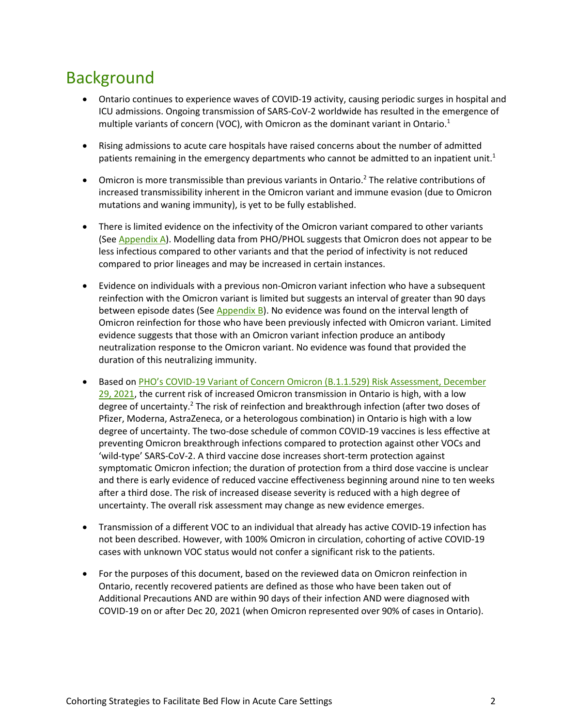# Background

- Ontario continues to experience waves of COVID-19 activity, causing periodic surges in hospital and ICU admissions. Ongoing transmission of SARS-CoV-2 worldwide has resulted in the emergence of multiple variants of concern (VOC), with Omicron as the dominant variant in Ontario.[1]

- Rising admissions to acute care hospitals have raised concerns about the number of admitted patients remaining in the emergency departments who cannot be admitted to an inpatient unit.[1]

- Omicron is more transmissible than previous variants in Ontario.[2] The relative contributions of increased transmissibility inherent in the Omicron variant and immune evasion (due to Omicron mutations and waning immunity), is yet to be fully established.

- There is limited evidence on the infectivity of the Omicron variant compared to other variants (See Appendix A). Modelling data from PHO/PHOL suggests that Omicron does not appear to be less infectious compared to other variants and that the period of infectivity is not reduced compared to prior lineages and may be increased in certain instances.

- Evidence on individuals with a previous non-Omicron variant infection who have a subsequent reinfection with the Omicron variant is limited but suggests an interval of greater than 90 days between episode dates (See Appendix B). No evidence was found on the interval length of Omicron reinfection for those who have been previously infected with Omicron variant. Limited evidence suggests that those with an Omicron variant infection produce an antibody neutralization response to the Omicron variant. No evidence was found that provided the duration of this neutralizing immunity.

- Based on PHO's COVID-19 Variant of Concern Omicron (B.1.1.529) Risk Assessment, December 29, 2021, the current risk of increased Omicron transmission in Ontario is high, with a low degree of uncertainty.[2] The risk of reinfection and breakthrough infection (after two doses of Pfizer, Moderna, AstraZeneca, or a heterologous combination) in Ontario is high with a low degree of uncertainty. The two-dose schedule of common COVID-19 vaccines is less effective at preventing Omicron breakthrough infections compared to protection against other VOCs and 'wild-type' SARS-CoV-2. A third vaccine dose increases short-term protection against symptomatic Omicron infection; the duration of protection from a third dose vaccine is unclear and there is early evidence of reduced vaccine effectiveness beginning around nine to ten weeks after a third dose. The risk of increased disease severity is reduced with a high degree of uncertainty. The overall risk assessment may change as new evidence emerges.

- Transmission of a different VOC to an individual that already has active COVID-19 infection has not been described. However, with 100% Omicron in circulation, cohorting of active COVID-19 cases with unknown VOC status would not confer a significant risk to the patients.

- For the purposes of this document, based on the reviewed data on Omicron reinfection in Ontario, recently recovered patients are defined as those who have been taken out of Additional Precautions AND are within 90 days of their infection AND were diagnosed with COVID-19 on or after Dec 20, 2021 (when Omicron represented over 90% of cases in Ontario).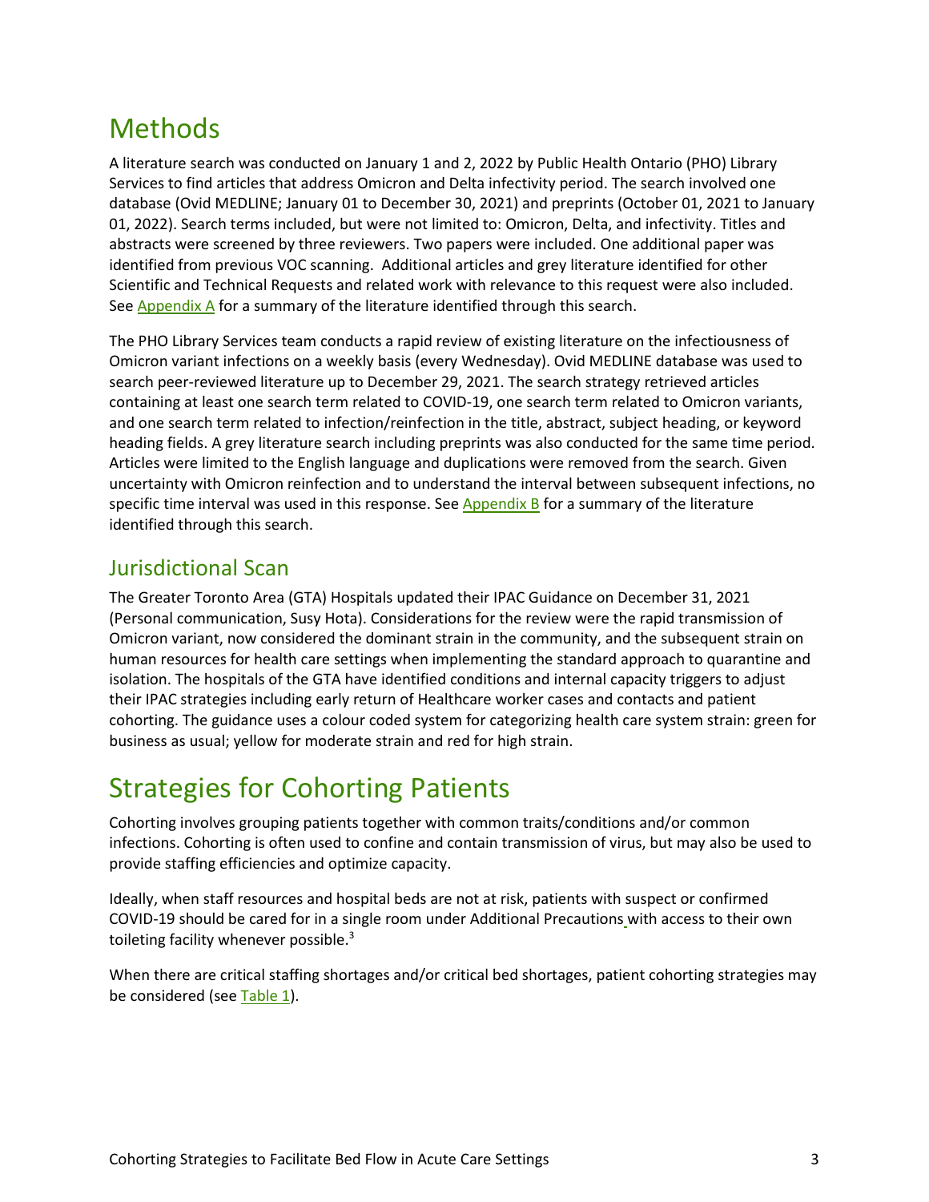# Methods

A literature search was conducted on January 1 and 2, 2022 by Public Health Ontario (PHO) Library Services to find articles that address Omicron and Delta infectivity period. The search involved one database (Ovid MEDLINE; January 01 to December 30, 2021) and preprints (October 01, 2021 to January 01, 2022). Search terms included, but were not limited to: Omicron, Delta, and infectivity. Titles and abstracts were screened by three reviewers. Two papers were included. One additional paper was identified from previous VOC scanning. Additional articles and grey literature identified for other Scientific and Technical Requests and related work with relevance to this request were also included. See Appendix A for a summary of the literature identified through this search.

The PHO Library Services team conducts a rapid review of existing literature on the infectiousness of Omicron variant infections on a weekly basis (every Wednesday). Ovid MEDLINE database was used to search peer-reviewed literature up to December 29, 2021. The search strategy retrieved articles containing at least one search term related to COVID-19, one search term related to Omicron variants, and one search term related to infection/reinfection in the title, abstract, subject heading, or keyword heading fields. A grey literature search including preprints was also conducted for the same time period. Articles were limited to the English language and duplications were removed from the search. Given uncertainty with Omicron reinfection and to understand the interval between subsequent infections, no specific time interval was used in this response. See Appendix B for a summary of the literature identified through this search.

## Jurisdictional Scan

The Greater Toronto Area (GTA) Hospitals updated their IPAC Guidance on December 31, 2021 (Personal communication, Susy Hota). Considerations for the review were the rapid transmission of Omicron variant, now considered the dominant strain in the community, and the subsequent strain on human resources for health care settings when implementing the standard approach to quarantine and isolation. The hospitals of the GTA have identified conditions and internal capacity triggers to adjust their IPAC strategies including early return of Healthcare worker cases and contacts and patient cohorting. The guidance uses a colour coded system for categorizing health care system strain: green for business as usual; yellow for moderate strain and red for high strain.

# Strategies for Cohorting Patients

Cohorting involves grouping patients together with common traits/conditions and/or common infections. Cohorting is often used to confine and contain transmission of virus, but may also be used to provide staffing efficiencies and optimize capacity.

Ideally, when staff resources and hospital beds are not at risk, patients with suspect or confirmed COVID-19 should be cared for in a single room under Additional Precautions with access to their own toileting facility whenever possible.[3]

When there are critical staffing shortages and/or critical bed shortages, patient cohorting strategies may be considered (see Table 1).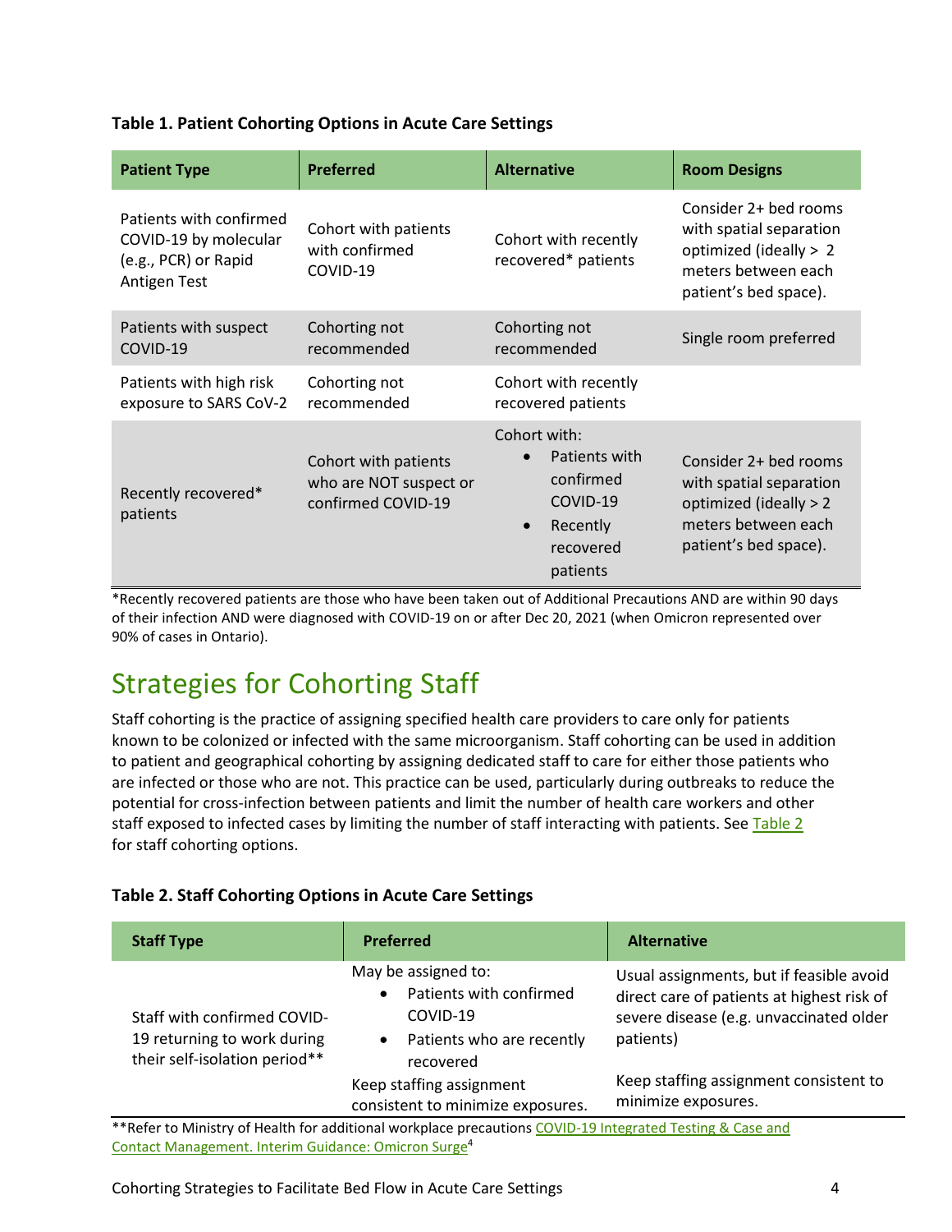**Table 1. Patient Cohorting Options in Acute Care Settings**

| Patient Type | Preferred | Alternative | Room Designs |
|---|---|---|---|
| Patients with confirmed COVID-19 by molecular (e.g., PCR) or Rapid Antigen Test | Cohort with patients with confirmed COVID-19 | Cohort with recently recovered* patients | Consider 2+ bed rooms with spatial separation optimized (ideally > 2 meters between each patient's bed space). |
| Patients with suspect COVID-19 | Cohorting not recommended | Cohorting not recommended | Single room preferred |
| Patients with high risk exposure to SARS CoV-2 | Cohorting not recommended | Cohort with recently recovered patients | |
| Recently recovered* patients | Cohort with patients who are NOT suspect or confirmed COVID-19 | Cohort with:<br>• Patients with confirmed COVID-19<br>• Recently recovered patients | Consider 2+ bed rooms with spatial separation optimized (ideally > 2 meters between each patient's bed space). |

*Recently recovered patients are those who have been taken out of Additional Precautions AND are within 90 days of their infection AND were diagnosed with COVID-19 on or after Dec 20, 2021 (when Omicron represented over 90% of cases in Ontario).

# Strategies for Cohorting Staff

Staff cohorting is the practice of assigning specified health care providers to care only for patients known to be colonized or infected with the same microorganism. Staff cohorting can be used in addition to patient and geographical cohorting by assigning dedicated staff to care for either those patients who are infected or those who are not. This practice can be used, particularly during outbreaks to reduce the potential for cross-infection between patients and limit the number of health care workers and other staff exposed to infected cases by limiting the number of staff interacting with patients. See Table 2 for staff cohorting options.

**Table 2. Staff Cohorting Options in Acute Care Settings**

| Staff Type | Preferred | Alternative |
|---|---|---|
| Staff with confirmed COVID-19 returning to work during their self-isolation period** | May be assigned to:<br>• Patients with confirmed COVID-19<br>• Patients who are recently recovered<br><br>Keep staffing assignment consistent to minimize exposures. | Usual assignments, but if feasible avoid direct care of patients at highest risk of severe disease (e.g. unvaccinated older patients)<br><br>Keep staffing assignment consistent to minimize exposures. |

**Refer to Ministry of Health for additional workplace precautions COVID-19 Integrated Testing & Case and Contact Management. Interim Guidance: Omicron Surge[4]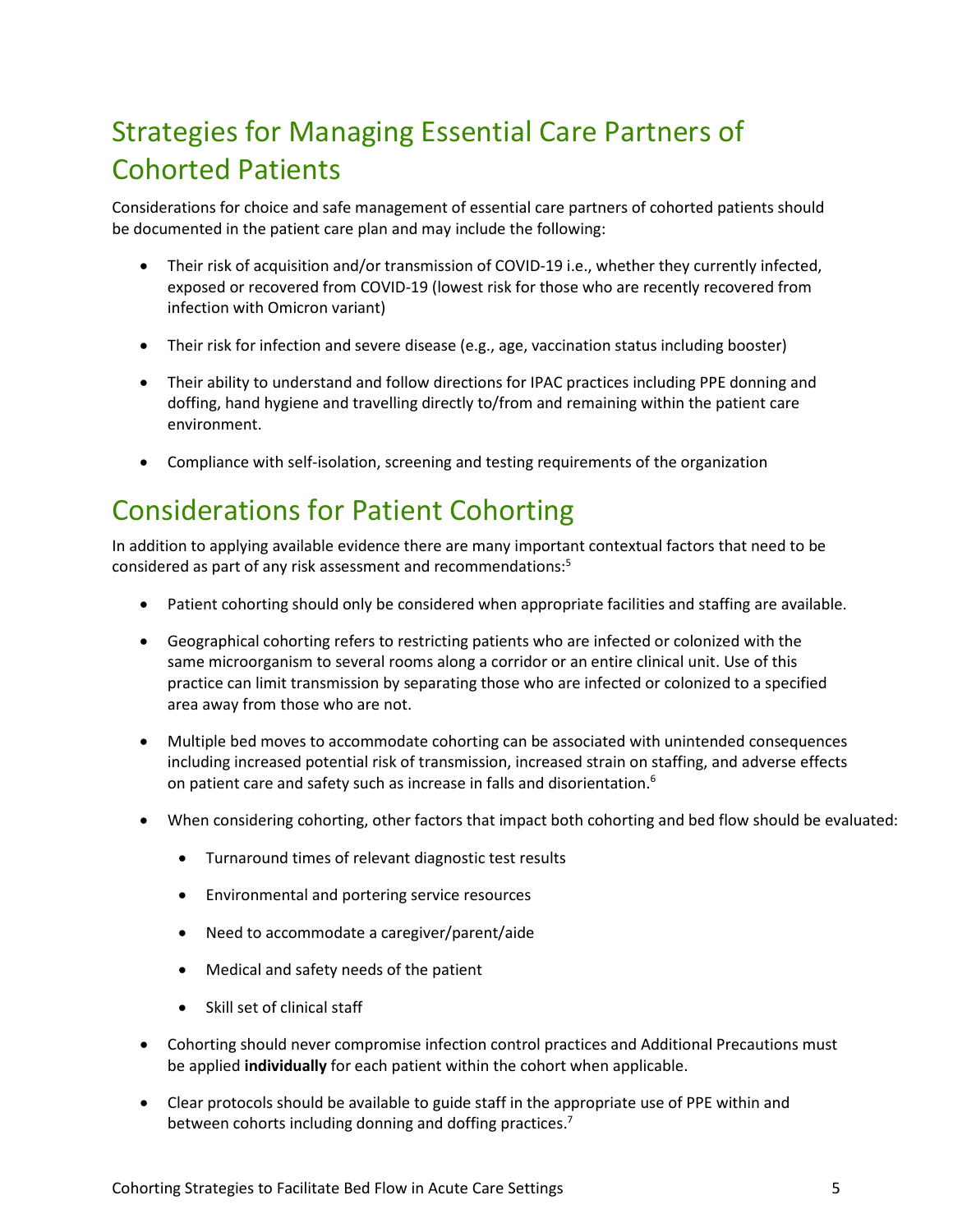## Strategies for Managing Essential Care Partners of Cohorted Patients

Considerations for choice and safe management of essential care partners of cohorted patients should be documented in the patient care plan and may include the following:

- Their risk of acquisition and/or transmission of COVID-19 i.e., whether they currently infected, exposed or recovered from COVID-19 (lowest risk for those who are recently recovered from infection with Omicron variant)
- Their risk for infection and severe disease (e.g., age, vaccination status including booster)
- Their ability to understand and follow directions for IPAC practices including PPE donning and doffing, hand hygiene and travelling directly to/from and remaining within the patient care environment.
- Compliance with self-isolation, screening and testing requirements of the organization

## Considerations for Patient Cohorting

In addition to applying available evidence there are many important contextual factors that need to be considered as part of any risk assessment and recommendations:[5]

- Patient cohorting should only be considered when appropriate facilities and staffing are available.
- Geographical cohorting refers to restricting patients who are infected or colonized with the same microorganism to several rooms along a corridor or an entire clinical unit. Use of this practice can limit transmission by separating those who are infected or colonized to a specified area away from those who are not.
- Multiple bed moves to accommodate cohorting can be associated with unintended consequences including increased potential risk of transmission, increased strain on staffing, and adverse effects on patient care and safety such as increase in falls and disorientation.[6]
- When considering cohorting, other factors that impact both cohorting and bed flow should be evaluated:
  - Turnaround times of relevant diagnostic test results
  - Environmental and portering service resources
  - Need to accommodate a caregiver/parent/aide
  - Medical and safety needs of the patient
  - Skill set of clinical staff
- Cohorting should never compromise infection control practices and Additional Precautions must be applied **individually** for each patient within the cohort when applicable.
- Clear protocols should be available to guide staff in the appropriate use of PPE within and between cohorts including donning and doffing practices.[7]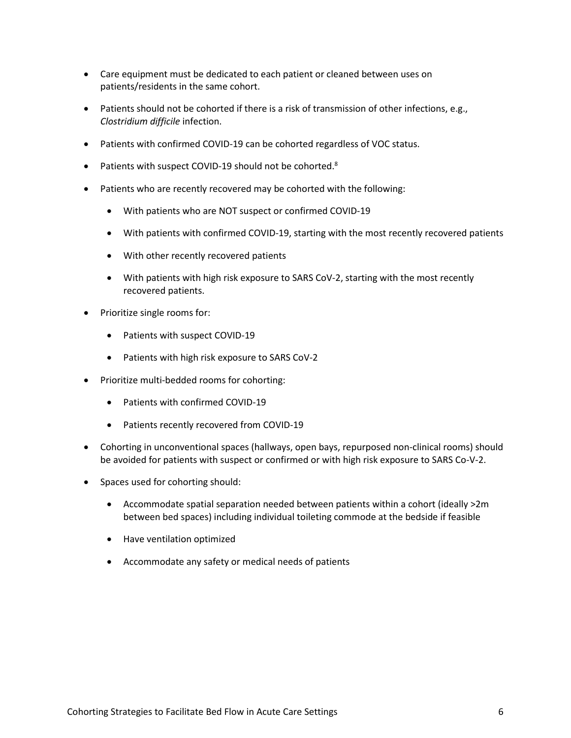- Care equipment must be dedicated to each patient or cleaned between uses on patients/residents in the same cohort.
- Patients should not be cohorted if there is a risk of transmission of other infections, e.g., *Clostridium difficile* infection.
- Patients with confirmed COVID-19 can be cohorted regardless of VOC status.
- Patients with suspect COVID-19 should not be cohorted.[8]
- Patients who are recently recovered may be cohorted with the following:
    - With patients who are NOT suspect or confirmed COVID-19
    - With patients with confirmed COVID-19, starting with the most recently recovered patients
    - With other recently recovered patients
    - With patients with high risk exposure to SARS CoV-2, starting with the most recently recovered patients.
- Prioritize single rooms for:
    - Patients with suspect COVID-19
    - Patients with high risk exposure to SARS CoV-2
- Prioritize multi-bedded rooms for cohorting:
    - Patients with confirmed COVID-19
    - Patients recently recovered from COVID-19
- Cohorting in unconventional spaces (hallways, open bays, repurposed non-clinical rooms) should be avoided for patients with suspect or confirmed or with high risk exposure to SARS Co-V-2.
- Spaces used for cohorting should:
    - Accommodate spatial separation needed between patients within a cohort (ideally >2m between bed spaces) including individual toileting commode at the bedside if feasible
    - Have ventilation optimized
    - Accommodate any safety or medical needs of patients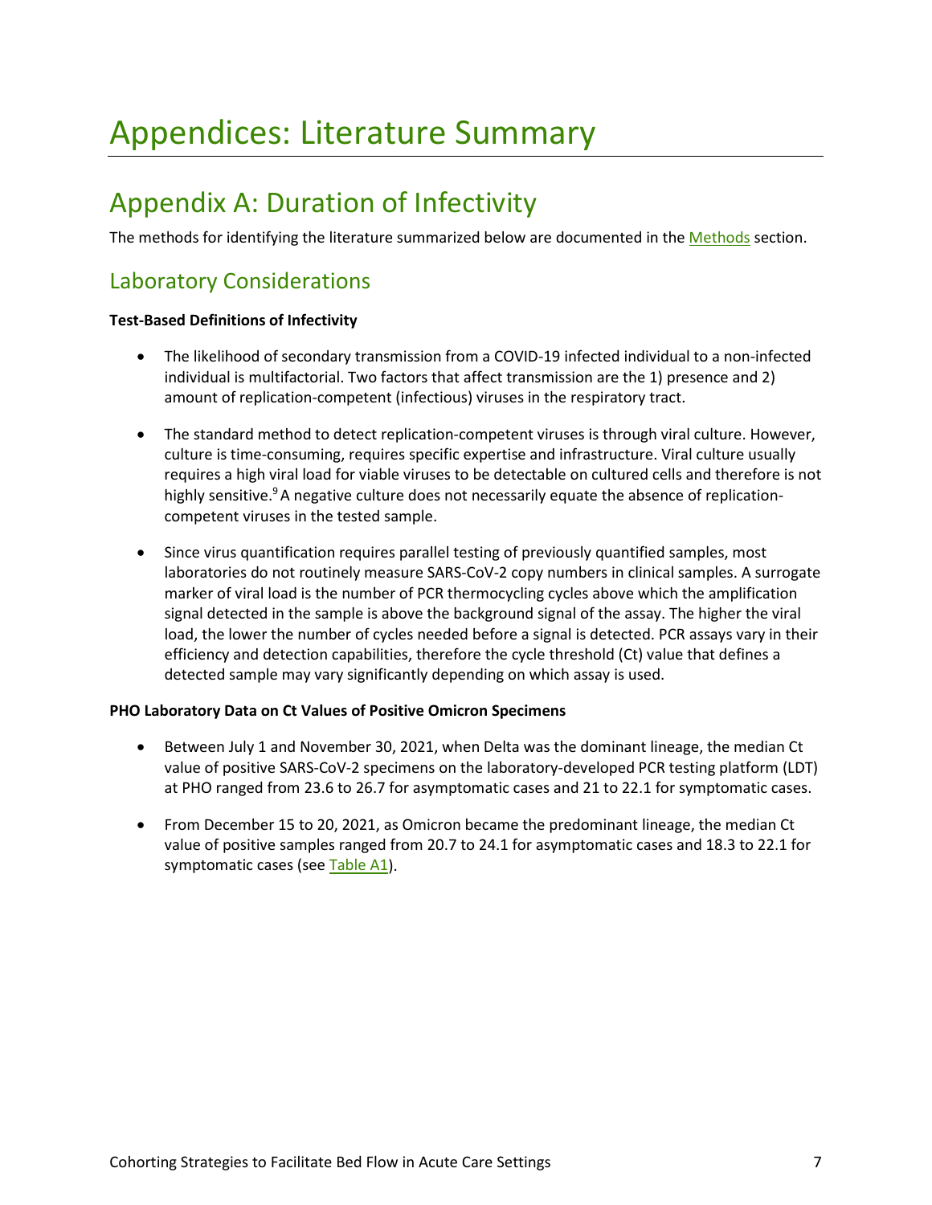# Appendices: Literature Summary

## Appendix A: Duration of Infectivity

The methods for identifying the literature summarized below are documented in the Methods section.

### Laboratory Considerations

**Test-Based Definitions of Infectivity**

- The likelihood of secondary transmission from a COVID-19 infected individual to a non-infected individual is multifactorial. Two factors that affect transmission are the 1) presence and 2) amount of replication-competent (infectious) viruses in the respiratory tract.
- The standard method to detect replication-competent viruses is through viral culture. However, culture is time-consuming, requires specific expertise and infrastructure. Viral culture usually requires a high viral load for viable viruses to be detectable on cultured cells and therefore is not highly sensitive.[9] A negative culture does not necessarily equate the absence of replication-competent viruses in the tested sample.
- Since virus quantification requires parallel testing of previously quantified samples, most laboratories do not routinely measure SARS-CoV-2 copy numbers in clinical samples. A surrogate marker of viral load is the number of PCR thermocycling cycles above which the amplification signal detected in the sample is above the background signal of the assay. The higher the viral load, the lower the number of cycles needed before a signal is detected. PCR assays vary in their efficiency and detection capabilities, therefore the cycle threshold (Ct) value that defines a detected sample may vary significantly depending on which assay is used.

**PHO Laboratory Data on Ct Values of Positive Omicron Specimens**

- Between July 1 and November 30, 2021, when Delta was the dominant lineage, the median Ct value of positive SARS-CoV-2 specimens on the laboratory-developed PCR testing platform (LDT) at PHO ranged from 23.6 to 26.7 for asymptomatic cases and 21 to 22.1 for symptomatic cases.
- From December 15 to 20, 2021, as Omicron became the predominant lineage, the median Ct value of positive samples ranged from 20.7 to 24.1 for asymptomatic cases and 18.3 to 22.1 for symptomatic cases (see Table A1).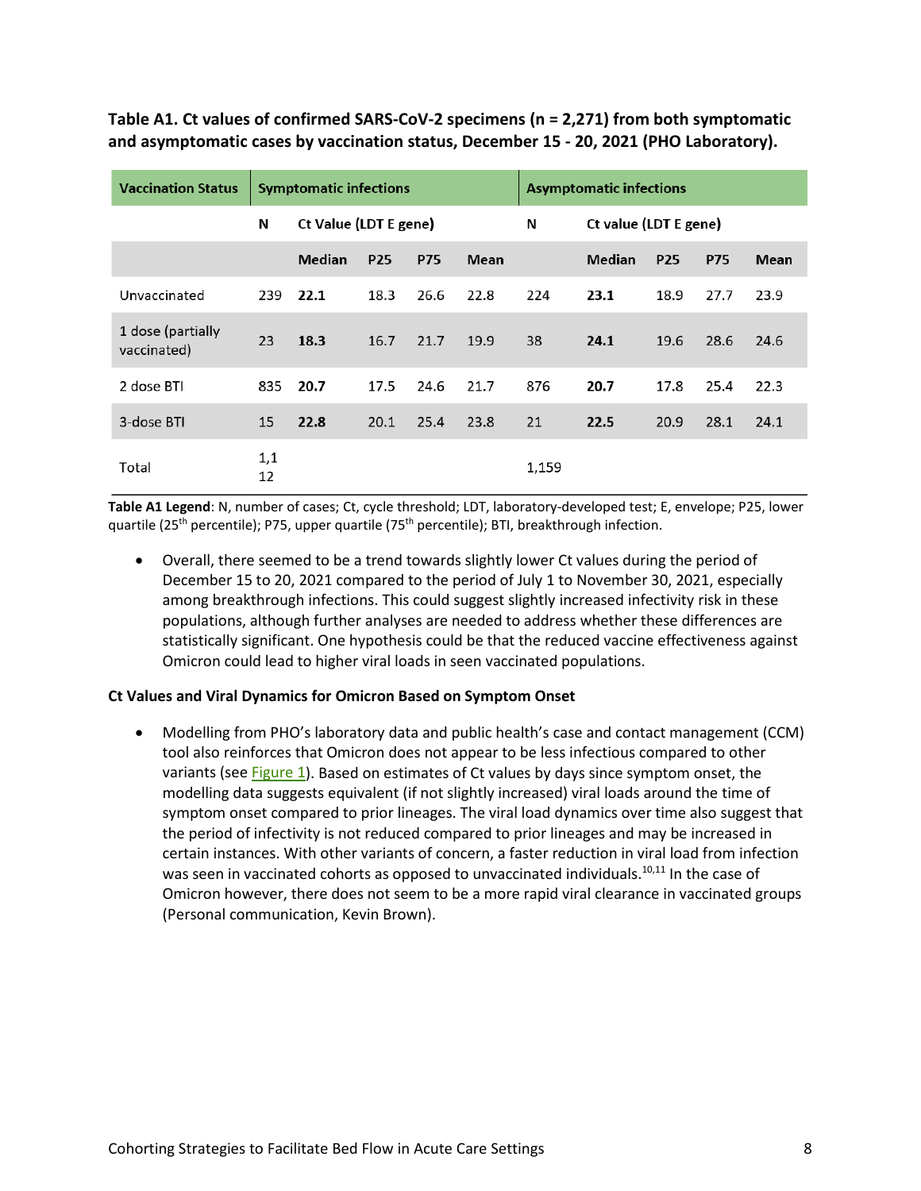**Table A1. Ct values of confirmed SARS-CoV-2 specimens (n = 2,271) from both symptomatic and asymptomatic cases by vaccination status, December 15 - 20, 2021 (PHO Laboratory).**

| Vaccination Status | Symptomatic infections | | | | | Asymptomatic infections | | | | |
|---|---|---|---|---|---|---|---|---|---|---|
| | N | Ct Value (LDT E gene) | | | | N | Ct value (LDT E gene) | | | |
| | | Median | P25 | P75 | Mean | | Median | P25 | P75 | Mean |
| Unvaccinated | 239 | **22.1** | 18.3 | 26.6 | 22.8 | 224 | **23.1** | 18.9 | 27.7 | 23.9 |
| 1 dose (partially vaccinated) | 23 | **18.3** | 16.7 | 21.7 | 19.9 | 38 | **24.1** | 19.6 | 28.6 | 24.6 |
| 2 dose BTI | 835 | **20.7** | 17.5 | 24.6 | 21.7 | 876 | **20.7** | 17.8 | 25.4 | 22.3 |
| 3-dose BTI | 15 | **22.8** | 20.1 | 25.4 | 23.8 | 21 | **22.5** | 20.9 | 28.1 | 24.1 |
| Total | 1,112 | | | | | 1,159 | | | | |

**Table A1 Legend**: N, number of cases; Ct, cycle threshold; LDT, laboratory-developed test; E, envelope; P25, lower quartile (25th percentile); P75, upper quartile (75th percentile); BTI, breakthrough infection.

- Overall, there seemed to be a trend towards slightly lower Ct values during the period of December 15 to 20, 2021 compared to the period of July 1 to November 30, 2021, especially among breakthrough infections. This could suggest slightly increased infectivity risk in these populations, although further analyses are needed to address whether these differences are statistically significant. One hypothesis could be that the reduced vaccine effectiveness against Omicron could lead to higher viral loads in seen vaccinated populations.

**Ct Values and Viral Dynamics for Omicron Based on Symptom Onset**

- Modelling from PHO's laboratory data and public health's case and contact management (CCM) tool also reinforces that Omicron does not appear to be less infectious compared to other variants (see Figure 1). Based on estimates of Ct values by days since symptom onset, the modelling data suggests equivalent (if not slightly increased) viral loads around the time of symptom onset compared to prior lineages. The viral load dynamics over time also suggest that the period of infectivity is not reduced compared to prior lineages and may be increased in certain instances. With other variants of concern, a faster reduction in viral load from infection was seen in vaccinated cohorts as opposed to unvaccinated individuals.[10,11] In the case of Omicron however, there does not seem to be a more rapid viral clearance in vaccinated groups (Personal communication, Kevin Brown).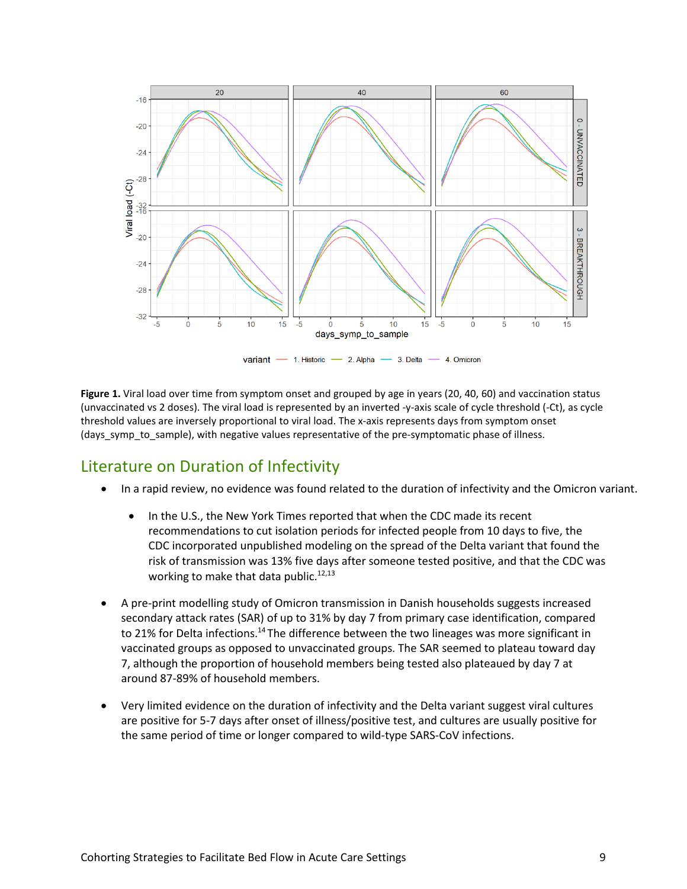**Figure 1.** Viral load over time from symptom onset and grouped by age in years (20, 40, 60) and vaccination status (unvaccinated vs 2 doses). The viral load is represented by an inverted -y-axis scale of cycle threshold (-Ct), as cycle threshold values are inversely proportional to viral load. The x-axis represents days from symptom onset (days_symp_to_sample), with negative values representative of the pre-symptomatic phase of illness.

## Literature on Duration of Infectivity

- In a rapid review, no evidence was found related to the duration of infectivity and the Omicron variant.
  - In the U.S., the New York Times reported that when the CDC made its recent recommendations to cut isolation periods for infected people from 10 days to five, the CDC incorporated unpublished modeling on the spread of the Delta variant that found the risk of transmission was 13% five days after someone tested positive, and that the CDC was working to make that data public.[12,13]
- A pre-print modelling study of Omicron transmission in Danish households suggests increased secondary attack rates (SAR) of up to 31% by day 7 from primary case identification, compared to 21% for Delta infections.[14] The difference between the two lineages was more significant in vaccinated groups as opposed to unvaccinated groups. The SAR seemed to plateau toward day 7, although the proportion of household members being tested also plateaued by day 7 at around 87-89% of household members.
- Very limited evidence on the duration of infectivity and the Delta variant suggest viral cultures are positive for 5-7 days after onset of illness/positive test, and cultures are usually positive for the same period of time or longer compared to wild-type SARS-CoV infections.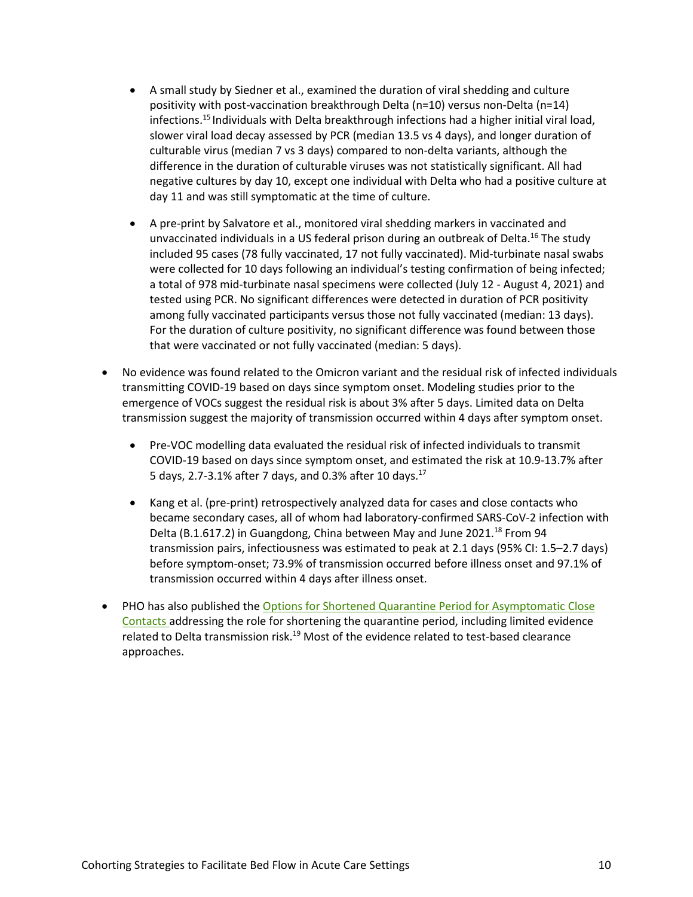- A small study by Siedner et al., examined the duration of viral shedding and culture positivity with post-vaccination breakthrough Delta (n=10) versus non-Delta (n=14) infections.[15] Individuals with Delta breakthrough infections had a higher initial viral load, slower viral load decay assessed by PCR (median 13.5 vs 4 days), and longer duration of culturable virus (median 7 vs 3 days) compared to non-delta variants, although the difference in the duration of culturable viruses was not statistically significant. All had negative cultures by day 10, except one individual with Delta who had a positive culture at day 11 and was still symptomatic at the time of culture.

- A pre-print by Salvatore et al., monitored viral shedding markers in vaccinated and unvaccinated individuals in a US federal prison during an outbreak of Delta.[16] The study included 95 cases (78 fully vaccinated, 17 not fully vaccinated). Mid-turbinate nasal swabs were collected for 10 days following an individual's testing confirmation of being infected; a total of 978 mid-turbinate nasal specimens were collected (July 12 - August 4, 2021) and tested using PCR. No significant differences were detected in duration of PCR positivity among fully vaccinated participants versus those not fully vaccinated (median: 13 days). For the duration of culture positivity, no significant difference was found between those that were vaccinated or not fully vaccinated (median: 5 days).

- No evidence was found related to the Omicron variant and the residual risk of infected individuals transmitting COVID-19 based on days since symptom onset. Modeling studies prior to the emergence of VOCs suggest the residual risk is about 3% after 5 days. Limited data on Delta transmission suggest the majority of transmission occurred within 4 days after symptom onset.

  - Pre-VOC modelling data evaluated the residual risk of infected individuals to transmit COVID-19 based on days since symptom onset, and estimated the risk at 10.9-13.7% after 5 days, 2.7-3.1% after 7 days, and 0.3% after 10 days.[17]

  - Kang et al. (pre-print) retrospectively analyzed data for cases and close contacts who became secondary cases, all of whom had laboratory-confirmed SARS-CoV-2 infection with Delta (B.1.617.2) in Guangdong, China between May and June 2021.[18] From 94 transmission pairs, infectiousness was estimated to peak at 2.1 days (95% CI: 1.5–2.7 days) before symptom-onset; 73.9% of transmission occurred before illness onset and 97.1% of transmission occurred within 4 days after illness onset.

- PHO has also published the Options for Shortened Quarantine Period for Asymptomatic Close Contacts addressing the role for shortening the quarantine period, including limited evidence related to Delta transmission risk.[19] Most of the evidence related to test-based clearance approaches.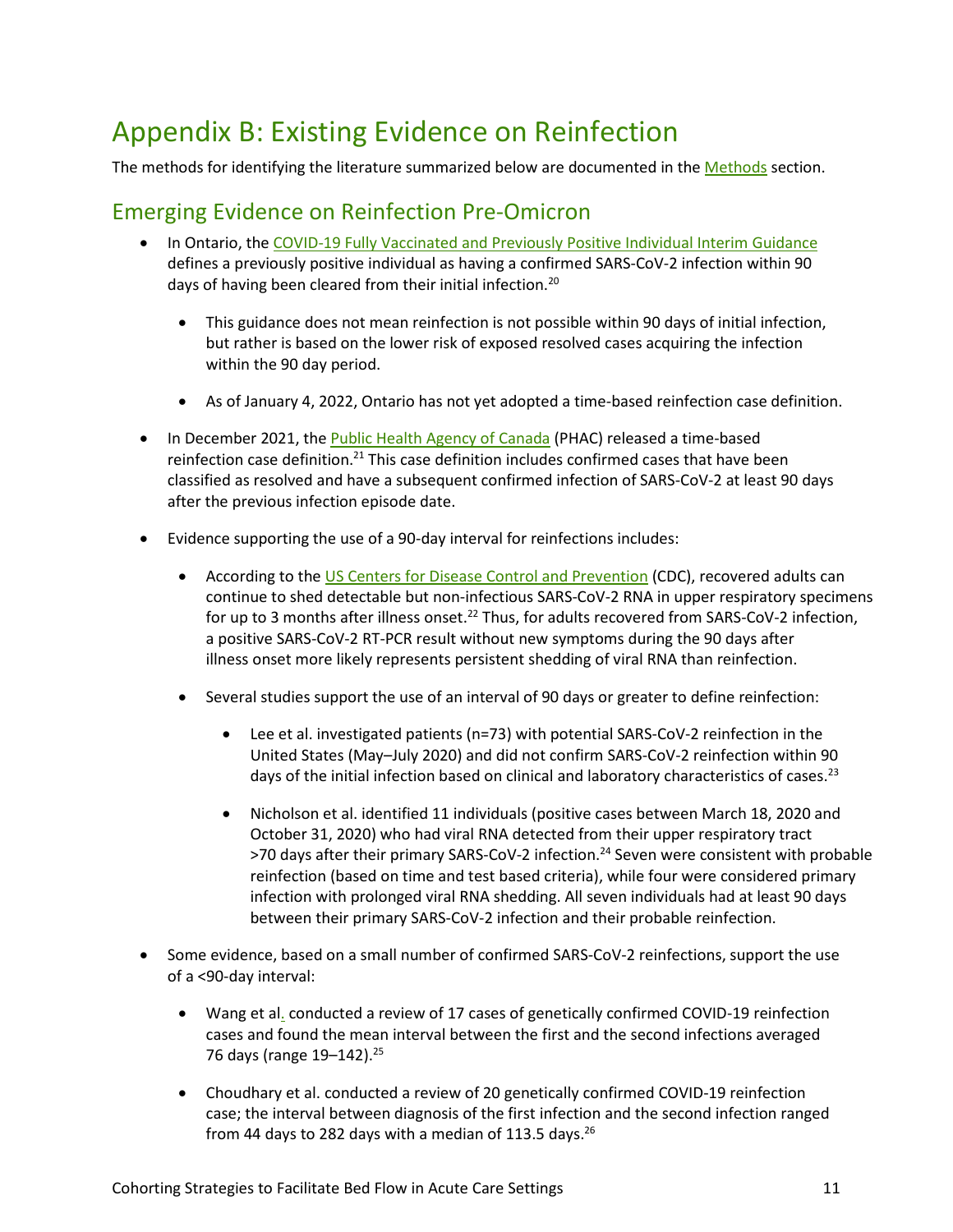# Appendix B: Existing Evidence on Reinfection

The methods for identifying the literature summarized below are documented in the Methods section.

## Emerging Evidence on Reinfection Pre-Omicron

- In Ontario, the COVID-19 Fully Vaccinated and Previously Positive Individual Interim Guidance defines a previously positive individual as having a confirmed SARS-CoV-2 infection within 90 days of having been cleared from their initial infection.[20]
  - This guidance does not mean reinfection is not possible within 90 days of initial infection, but rather is based on the lower risk of exposed resolved cases acquiring the infection within the 90 day period.
  - As of January 4, 2022, Ontario has not yet adopted a time-based reinfection case definition.
- In December 2021, the Public Health Agency of Canada (PHAC) released a time-based reinfection case definition.[21] This case definition includes confirmed cases that have been classified as resolved and have a subsequent confirmed infection of SARS-CoV-2 at least 90 days after the previous infection episode date.
- Evidence supporting the use of a 90-day interval for reinfections includes:
  - According to the US Centers for Disease Control and Prevention (CDC), recovered adults can continue to shed detectable but non-infectious SARS-CoV-2 RNA in upper respiratory specimens for up to 3 months after illness onset.[22] Thus, for adults recovered from SARS-CoV-2 infection, a positive SARS-CoV-2 RT-PCR result without new symptoms during the 90 days after illness onset more likely represents persistent shedding of viral RNA than reinfection.
  - Several studies support the use of an interval of 90 days or greater to define reinfection:
    - Lee et al. investigated patients (n=73) with potential SARS-CoV-2 reinfection in the United States (May–July 2020) and did not confirm SARS-CoV-2 reinfection within 90 days of the initial infection based on clinical and laboratory characteristics of cases.[23]
    - Nicholson et al. identified 11 individuals (positive cases between March 18, 2020 and October 31, 2020) who had viral RNA detected from their upper respiratory tract >70 days after their primary SARS-CoV-2 infection.[24] Seven were consistent with probable reinfection (based on time and test based criteria), while four were considered primary infection with prolonged viral RNA shedding. All seven individuals had at least 90 days between their primary SARS-CoV-2 infection and their probable reinfection.
- Some evidence, based on a small number of confirmed SARS-CoV-2 reinfections, support the use of a <90-day interval:
  - Wang et al. conducted a review of 17 cases of genetically confirmed COVID-19 reinfection cases and found the mean interval between the first and the second infections averaged 76 days (range 19–142).[25]
  - Choudhary et al. conducted a review of 20 genetically confirmed COVID-19 reinfection case; the interval between diagnosis of the first infection and the second infection ranged from 44 days to 282 days with a median of 113.5 days.[26]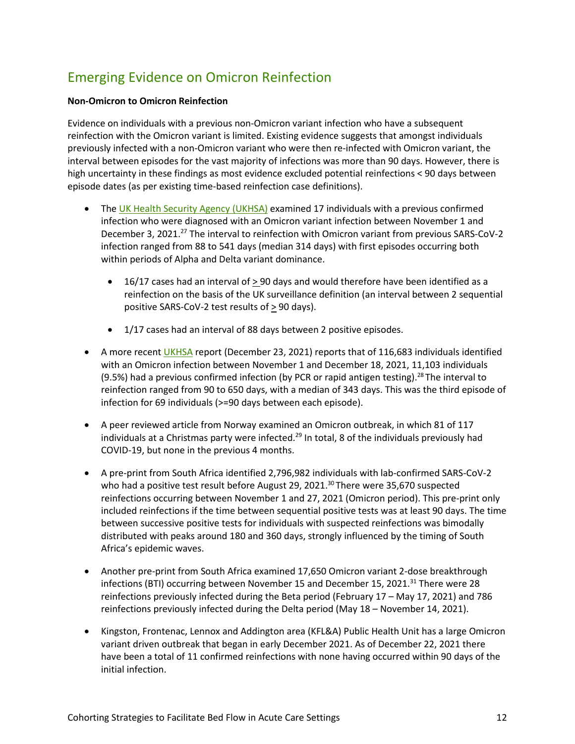## Emerging Evidence on Omicron Reinfection

**Non-Omicron to Omicron Reinfection**

Evidence on individuals with a previous non-Omicron variant infection who have a subsequent reinfection with the Omicron variant is limited. Existing evidence suggests that amongst individuals previously infected with a non-Omicron variant who were then re-infected with Omicron variant, the interval between episodes for the vast majority of infections was more than 90 days. However, there is high uncertainty in these findings as most evidence excluded potential reinfections < 90 days between episode dates (as per existing time-based reinfection case definitions).

- The UK Health Security Agency (UKHSA) examined 17 individuals with a previous confirmed infection who were diagnosed with an Omicron variant infection between November 1 and December 3, 2021.[27] The interval to reinfection with Omicron variant from previous SARS-CoV-2 infection ranged from 88 to 541 days (median 314 days) with first episodes occurring both within periods of Alpha and Delta variant dominance.
  - 16/17 cases had an interval of ≥ 90 days and would therefore have been identified as a reinfection on the basis of the UK surveillance definition (an interval between 2 sequential positive SARS-CoV-2 test results of ≥ 90 days).
  - 1/17 cases had an interval of 88 days between 2 positive episodes.
- A more recent UKHSA report (December 23, 2021) reports that of 116,683 individuals identified with an Omicron infection between November 1 and December 18, 2021, 11,103 individuals (9.5%) had a previous confirmed infection (by PCR or rapid antigen testing).[28] The interval to reinfection ranged from 90 to 650 days, with a median of 343 days. This was the third episode of infection for 69 individuals (>=90 days between each episode).
- A peer reviewed article from Norway examined an Omicron outbreak, in which 81 of 117 individuals at a Christmas party were infected.[29] In total, 8 of the individuals previously had COVID-19, but none in the previous 4 months.
- A pre-print from South Africa identified 2,796,982 individuals with lab-confirmed SARS-CoV-2 who had a positive test result before August 29, 2021.[30] There were 35,670 suspected reinfections occurring between November 1 and 27, 2021 (Omicron period). This pre-print only included reinfections if the time between sequential positive tests was at least 90 days. The time between successive positive tests for individuals with suspected reinfections was bimodally distributed with peaks around 180 and 360 days, strongly influenced by the timing of South Africa's epidemic waves.
- Another pre-print from South Africa examined 17,650 Omicron variant 2-dose breakthrough infections (BTI) occurring between November 15 and December 15, 2021.[31] There were 28 reinfections previously infected during the Beta period (February 17 – May 17, 2021) and 786 reinfections previously infected during the Delta period (May 18 – November 14, 2021).
- Kingston, Frontenac, Lennox and Addington area (KFL&A) Public Health Unit has a large Omicron variant driven outbreak that began in early December 2021. As of December 22, 2021 there have been a total of 11 confirmed reinfections with none having occurred within 90 days of the initial infection.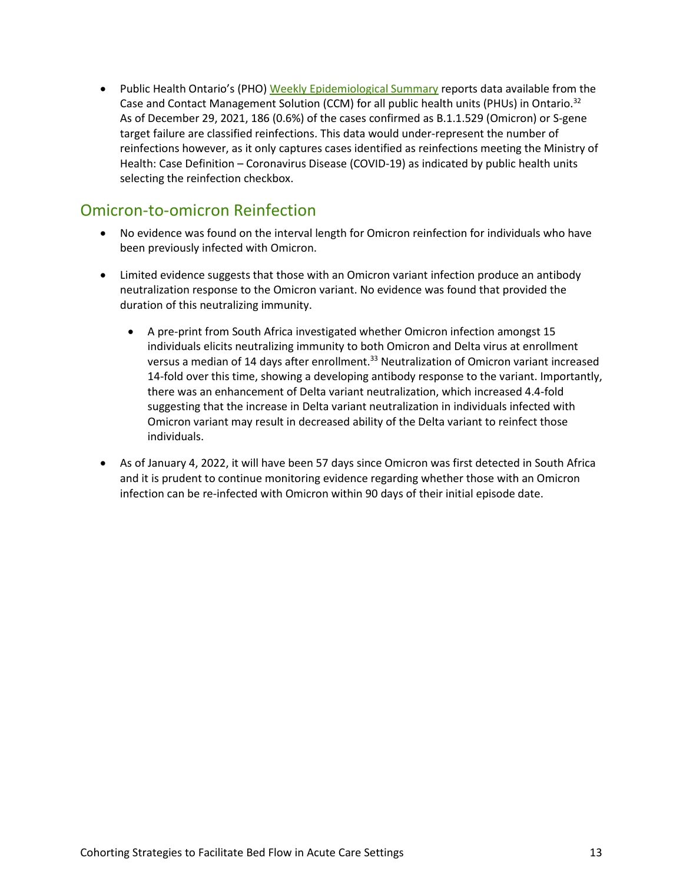- Public Health Ontario's (PHO) [Weekly Epidemiological Summary](#) reports data available from the Case and Contact Management Solution (CCM) for all public health units (PHUs) in Ontario.[32] As of December 29, 2021, 186 (0.6%) of the cases confirmed as B.1.1.529 (Omicron) or S-gene target failure are classified reinfections. This data would under-represent the number of reinfections however, as it only captures cases identified as reinfections meeting the Ministry of Health: Case Definition – Coronavirus Disease (COVID-19) as indicated by public health units selecting the reinfection checkbox.

## Omicron-to-omicron Reinfection

- No evidence was found on the interval length for Omicron reinfection for individuals who have been previously infected with Omicron.
- Limited evidence suggests that those with an Omicron variant infection produce an antibody neutralization response to the Omicron variant. No evidence was found that provided the duration of this neutralizing immunity.
  - A pre-print from South Africa investigated whether Omicron infection amongst 15 individuals elicits neutralizing immunity to both Omicron and Delta virus at enrollment versus a median of 14 days after enrollment.[33] Neutralization of Omicron variant increased 14-fold over this time, showing a developing antibody response to the variant. Importantly, there was an enhancement of Delta variant neutralization, which increased 4.4-fold suggesting that the increase in Delta variant neutralization in individuals infected with Omicron variant may result in decreased ability of the Delta variant to reinfect those individuals.
- As of January 4, 2022, it will have been 57 days since Omicron was first detected in South Africa and it is prudent to continue monitoring evidence regarding whether those with an Omicron infection can be re-infected with Omicron within 90 days of their initial episode date.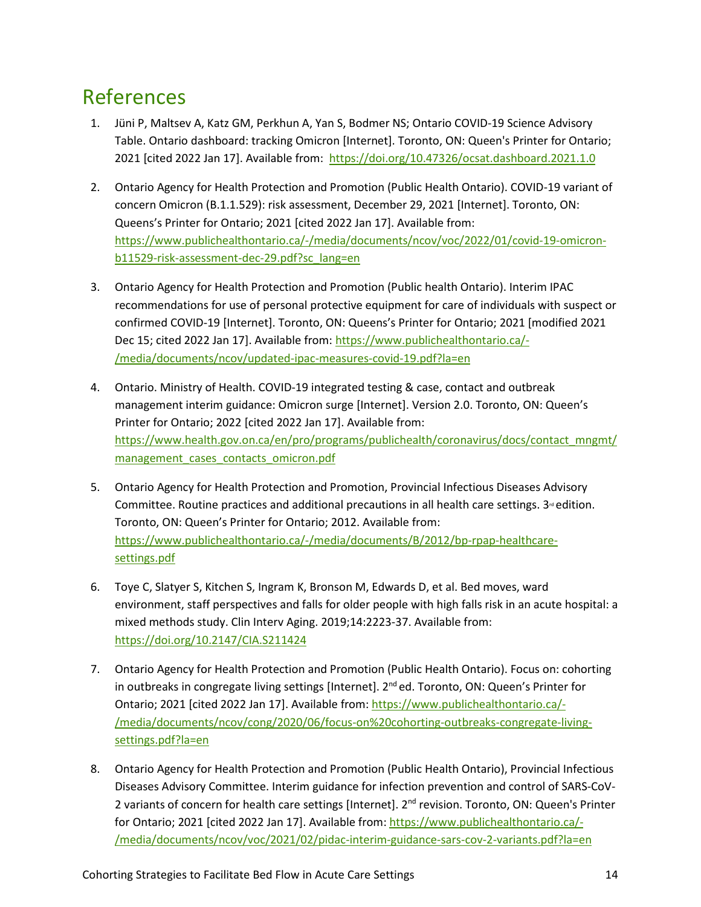# References

1. Jüni P, Maltsev A, Katz GM, Perkhun A, Yan S, Bodmer NS; Ontario COVID-19 Science Advisory Table. Ontario dashboard: tracking Omicron [Internet]. Toronto, ON: Queen's Printer for Ontario; 2021 [cited 2022 Jan 17]. Available from: https://doi.org/10.47326/ocsat.dashboard.2021.1.0

2. Ontario Agency for Health Protection and Promotion (Public Health Ontario). COVID-19 variant of concern Omicron (B.1.1.529): risk assessment, December 29, 2021 [Internet]. Toronto, ON: Queens's Printer for Ontario; 2021 [cited 2022 Jan 17]. Available from: https://www.publichealthontario.ca/-/media/documents/ncov/voc/2022/01/covid-19-omicron-b11529-risk-assessment-dec-29.pdf?sc_lang=en

3. Ontario Agency for Health Protection and Promotion (Public health Ontario). Interim IPAC recommendations for use of personal protective equipment for care of individuals with suspect or confirmed COVID-19 [Internet]. Toronto, ON: Queens's Printer for Ontario; 2021 [modified 2021 Dec 15; cited 2022 Jan 17]. Available from: https://www.publichealthontario.ca/-/media/documents/ncov/updated-ipac-measures-covid-19.pdf?la=en

4. Ontario. Ministry of Health. COVID-19 integrated testing & case, contact and outbreak management interim guidance: Omicron surge [Internet]. Version 2.0. Toronto, ON: Queen's Printer for Ontario; 2022 [cited 2022 Jan 17]. Available from: https://www.health.gov.on.ca/en/pro/programs/publichealth/coronavirus/docs/contact_mngmt/management_cases_contacts_omicron.pdf

5. Ontario Agency for Health Protection and Promotion, Provincial Infectious Diseases Advisory Committee. Routine practices and additional precautions in all health care settings. 3rd edition. Toronto, ON: Queen's Printer for Ontario; 2012. Available from: https://www.publichealthontario.ca/-/media/documents/B/2012/bp-rpap-healthcare-settings.pdf

6. Toye C, Slatyer S, Kitchen S, Ingram K, Bronson M, Edwards D, et al. Bed moves, ward environment, staff perspectives and falls for older people with high falls risk in an acute hospital: a mixed methods study. Clin Interv Aging. 2019;14:2223-37. Available from: https://doi.org/10.2147/CIA.S211424

7. Ontario Agency for Health Protection and Promotion (Public Health Ontario). Focus on: cohorting in outbreaks in congregate living settings [Internet]. 2nd ed. Toronto, ON: Queen's Printer for Ontario; 2021 [cited 2022 Jan 17]. Available from: https://www.publichealthontario.ca/-/media/documents/ncov/cong/2020/06/focus-on%20cohorting-outbreaks-congregate-living-settings.pdf?la=en

8. Ontario Agency for Health Protection and Promotion (Public Health Ontario), Provincial Infectious Diseases Advisory Committee. Interim guidance for infection prevention and control of SARS-CoV-2 variants of concern for health care settings [Internet]. 2nd revision. Toronto, ON: Queen's Printer for Ontario; 2021 [cited 2022 Jan 17]. Available from: https://www.publichealthontario.ca/-/media/documents/ncov/voc/2021/02/pidac-interim-guidance-sars-cov-2-variants.pdf?la=en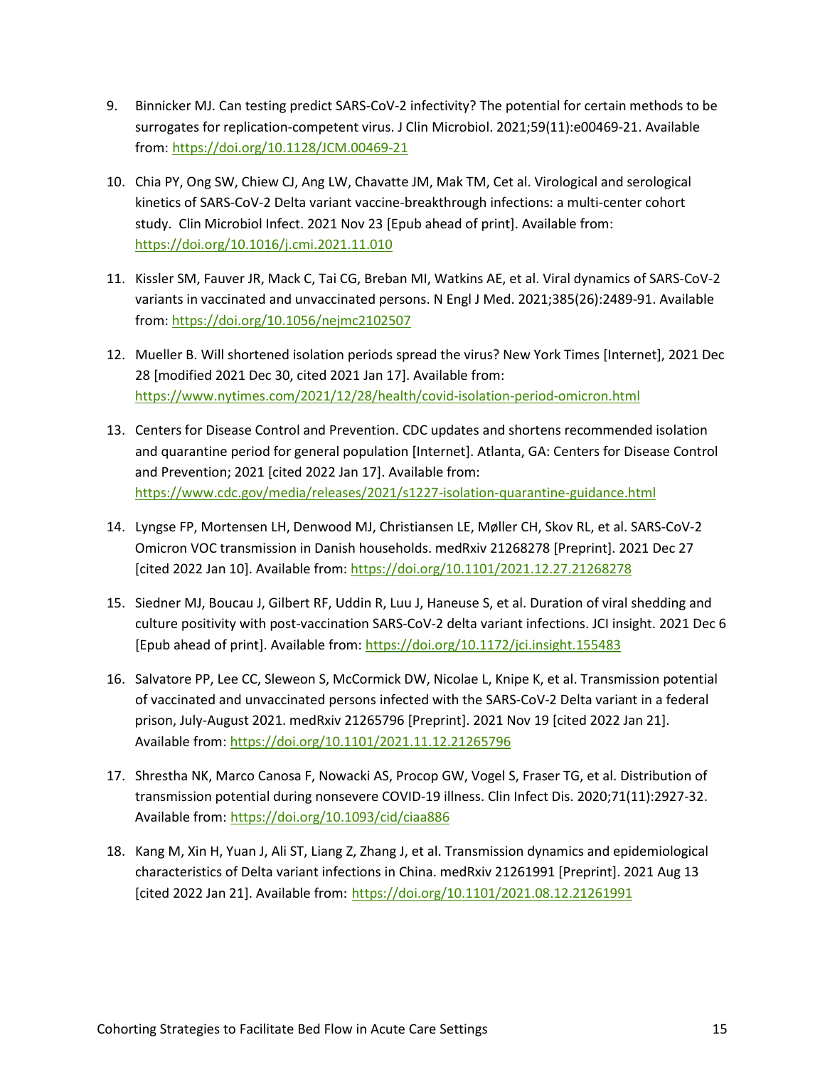9. Binnicker MJ. Can testing predict SARS-CoV-2 infectivity? The potential for certain methods to be surrogates for replication-competent virus. J Clin Microbiol. 2021;59(11):e00469-21. Available from: https://doi.org/10.1128/JCM.00469-21

10. Chia PY, Ong SW, Chiew CJ, Ang LW, Chavatte JM, Mak TM, Cet al. Virological and serological kinetics of SARS-CoV-2 Delta variant vaccine-breakthrough infections: a multi-center cohort study. Clin Microbiol Infect. 2021 Nov 23 [Epub ahead of print]. Available from: https://doi.org/10.1016/j.cmi.2021.11.010

11. Kissler SM, Fauver JR, Mack C, Tai CG, Breban MI, Watkins AE, et al. Viral dynamics of SARS-CoV-2 variants in vaccinated and unvaccinated persons. N Engl J Med. 2021;385(26):2489-91. Available from: https://doi.org/10.1056/nejmc2102507

12. Mueller B. Will shortened isolation periods spread the virus? New York Times [Internet], 2021 Dec 28 [modified 2021 Dec 30, cited 2021 Jan 17]. Available from: https://www.nytimes.com/2021/12/28/health/covid-isolation-period-omicron.html

13. Centers for Disease Control and Prevention. CDC updates and shortens recommended isolation and quarantine period for general population [Internet]. Atlanta, GA: Centers for Disease Control and Prevention; 2021 [cited 2022 Jan 17]. Available from: https://www.cdc.gov/media/releases/2021/s1227-isolation-quarantine-guidance.html

14. Lyngse FP, Mortensen LH, Denwood MJ, Christiansen LE, Møller CH, Skov RL, et al. SARS-CoV-2 Omicron VOC transmission in Danish households. medRxiv 21268278 [Preprint]. 2021 Dec 27 [cited 2022 Jan 10]. Available from: https://doi.org/10.1101/2021.12.27.21268278

15. Siedner MJ, Boucau J, Gilbert RF, Uddin R, Luu J, Haneuse S, et al. Duration of viral shedding and culture positivity with post-vaccination SARS-CoV-2 delta variant infections. JCI insight. 2021 Dec 6 [Epub ahead of print]. Available from: https://doi.org/10.1172/jci.insight.155483

16. Salvatore PP, Lee CC, Sleweon S, McCormick DW, Nicolae L, Knipe K, et al. Transmission potential of vaccinated and unvaccinated persons infected with the SARS-CoV-2 Delta variant in a federal prison, July-August 2021. medRxiv 21265796 [Preprint]. 2021 Nov 19 [cited 2022 Jan 21]. Available from: https://doi.org/10.1101/2021.11.12.21265796

17. Shrestha NK, Marco Canosa F, Nowacki AS, Procop GW, Vogel S, Fraser TG, et al. Distribution of transmission potential during nonsevere COVID-19 illness. Clin Infect Dis. 2020;71(11):2927-32. Available from: https://doi.org/10.1093/cid/ciaa886

18. Kang M, Xin H, Yuan J, Ali ST, Liang Z, Zhang J, et al. Transmission dynamics and epidemiological characteristics of Delta variant infections in China. medRxiv 21261991 [Preprint]. 2021 Aug 13 [cited 2022 Jan 21]. Available from: https://doi.org/10.1101/2021.08.12.21261991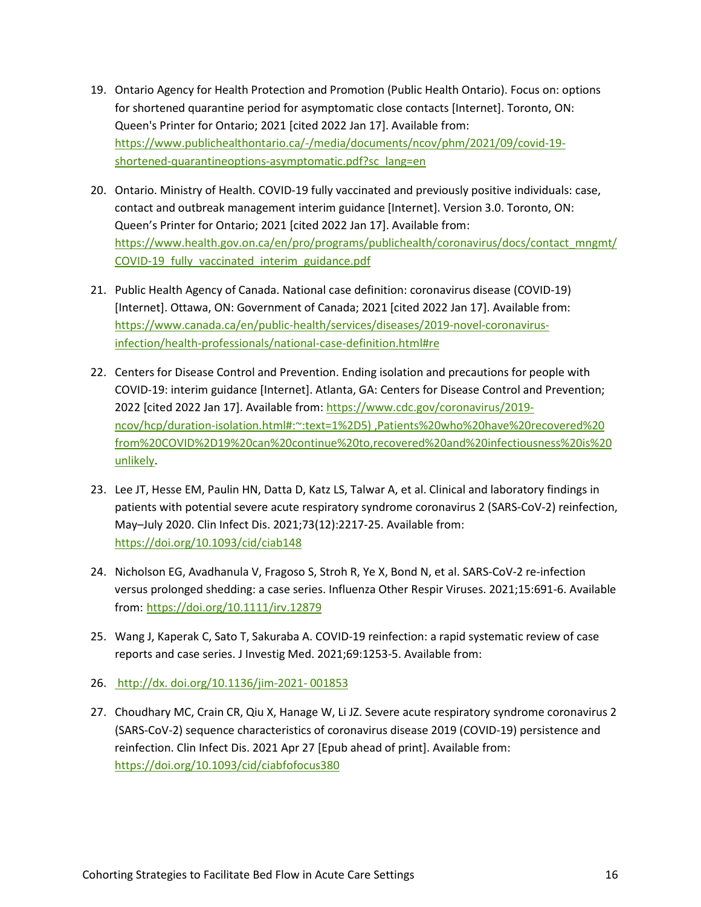19. Ontario Agency for Health Protection and Promotion (Public Health Ontario). Focus on: options for shortened quarantine period for asymptomatic close contacts [Internet]. Toronto, ON: Queen's Printer for Ontario; 2021 [cited 2022 Jan 17]. Available from: https://www.publichealthontario.ca/-/media/documents/ncov/phm/2021/09/covid-19-shortened-quarantineoptions-asymptomatic.pdf?sc_lang=en

20. Ontario. Ministry of Health. COVID-19 fully vaccinated and previously positive individuals: case, contact and outbreak management interim guidance [Internet]. Version 3.0. Toronto, ON: Queen's Printer for Ontario; 2021 [cited 2022 Jan 17]. Available from: https://www.health.gov.on.ca/en/pro/programs/publichealth/coronavirus/docs/contact_mngmt/COVID-19_fully_vaccinated_interim_guidance.pdf

21. Public Health Agency of Canada. National case definition: coronavirus disease (COVID-19) [Internet]. Ottawa, ON: Government of Canada; 2021 [cited 2022 Jan 17]. Available from: https://www.canada.ca/en/public-health/services/diseases/2019-novel-coronavirus-infection/health-professionals/national-case-definition.html#re

22. Centers for Disease Control and Prevention. Ending isolation and precautions for people with COVID-19: interim guidance [Internet]. Atlanta, GA: Centers for Disease Control and Prevention; 2022 [cited 2022 Jan 17]. Available from: https://www.cdc.gov/coronavirus/2019-ncov/hcp/duration-isolation.html#:~:text=1%2D5) ,Patients%20who%20have%20recovered%20from%20COVID%2D19%20can%20continue%20to,recovered%20and%20infectiousness%20is%20unlikely.

23. Lee JT, Hesse EM, Paulin HN, Datta D, Katz LS, Talwar A, et al. Clinical and laboratory findings in patients with potential severe acute respiratory syndrome coronavirus 2 (SARS-CoV-2) reinfection, May–July 2020. Clin Infect Dis. 2021;73(12):2217-25. Available from: https://doi.org/10.1093/cid/ciab148

24. Nicholson EG, Avadhanula V, Fragoso S, Stroh R, Ye X, Bond N, et al. SARS-CoV-2 re-infection versus prolonged shedding: a case series. Influenza Other Respir Viruses. 2021;15:691-6. Available from: https://doi.org/10.1111/irv.12879

25. Wang J, Kaperak C, Sato T, Sakuraba A. COVID-19 reinfection: a rapid systematic review of case reports and case series. J Investig Med. 2021;69:1253-5. Available from:

26. http://dx. doi.org/10.1136/jim-2021- 001853

27. Choudhary MC, Crain CR, Qiu X, Hanage W, Li JZ. Severe acute respiratory syndrome coronavirus 2 (SARS-CoV-2) sequence characteristics of coronavirus disease 2019 (COVID-19) persistence and reinfection. Clin Infect Dis. 2021 Apr 27 [Epub ahead of print]. Available from: https://doi.org/10.1093/cid/ciabfofocus380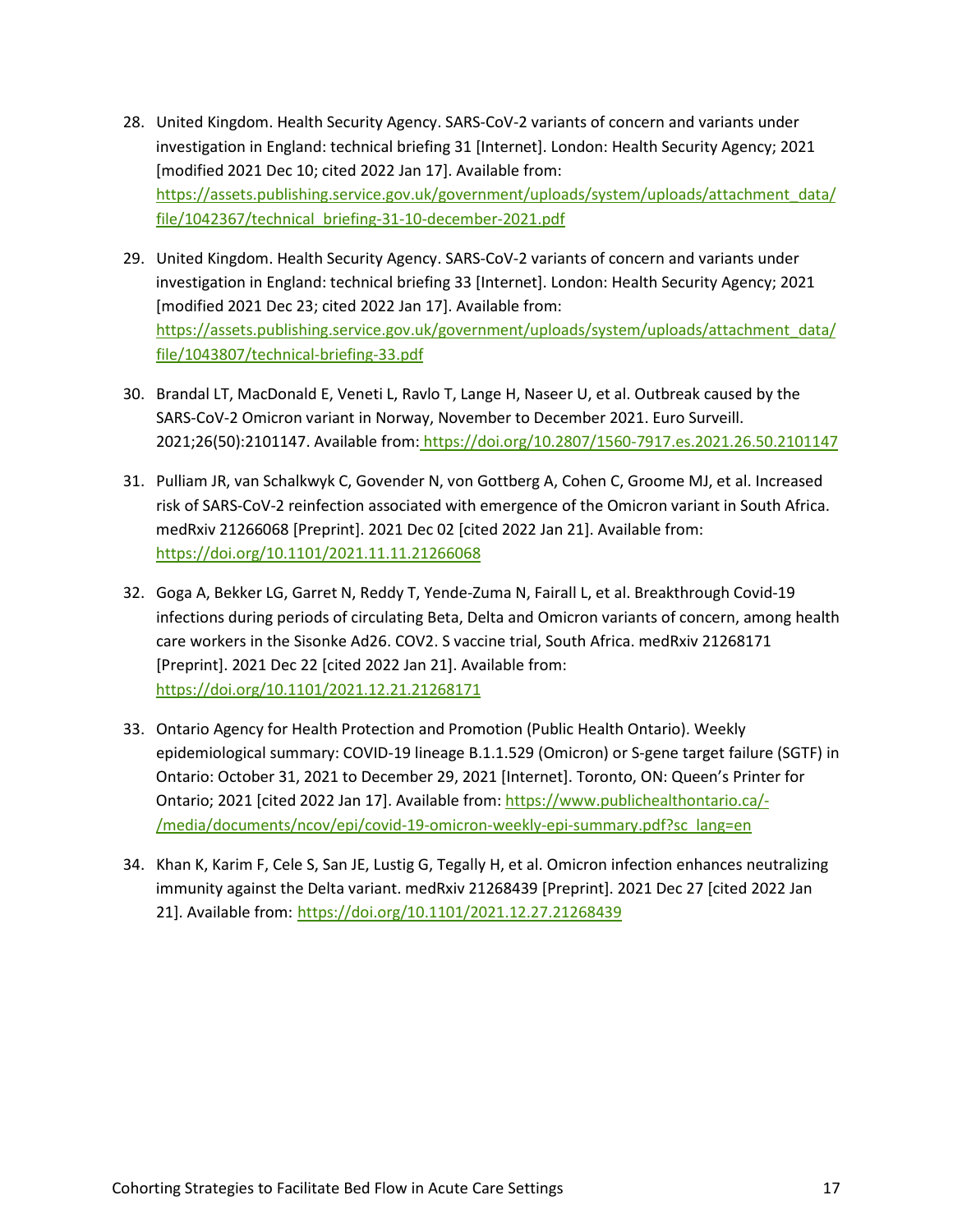28. United Kingdom. Health Security Agency. SARS-CoV-2 variants of concern and variants under investigation in England: technical briefing 31 [Internet]. London: Health Security Agency; 2021 [modified 2021 Dec 10; cited 2022 Jan 17]. Available from: https://assets.publishing.service.gov.uk/government/uploads/system/uploads/attachment_data/file/1042367/technical_briefing-31-10-december-2021.pdf

29. United Kingdom. Health Security Agency. SARS-CoV-2 variants of concern and variants under investigation in England: technical briefing 33 [Internet]. London: Health Security Agency; 2021 [modified 2021 Dec 23; cited 2022 Jan 17]. Available from: https://assets.publishing.service.gov.uk/government/uploads/system/uploads/attachment_data/file/1043807/technical-briefing-33.pdf

30. Brandal LT, MacDonald E, Veneti L, Ravlo T, Lange H, Naseer U, et al. Outbreak caused by the SARS-CoV-2 Omicron variant in Norway, November to December 2021. Euro Surveill. 2021;26(50):2101147. Available from: https://doi.org/10.2807/1560-7917.es.2021.26.50.2101147

31. Pulliam JR, van Schalkwyk C, Govender N, von Gottberg A, Cohen C, Groome MJ, et al. Increased risk of SARS-CoV-2 reinfection associated with emergence of the Omicron variant in South Africa. medRxiv 21266068 [Preprint]. 2021 Dec 02 [cited 2022 Jan 21]. Available from: https://doi.org/10.1101/2021.11.11.21266068

32. Goga A, Bekker LG, Garret N, Reddy T, Yende-Zuma N, Fairall L, et al. Breakthrough Covid-19 infections during periods of circulating Beta, Delta and Omicron variants of concern, among health care workers in the Sisonke Ad26. COV2. S vaccine trial, South Africa. medRxiv 21268171 [Preprint]. 2021 Dec 22 [cited 2022 Jan 21]. Available from: https://doi.org/10.1101/2021.12.21.21268171

33. Ontario Agency for Health Protection and Promotion (Public Health Ontario). Weekly epidemiological summary: COVID-19 lineage B.1.1.529 (Omicron) or S-gene target failure (SGTF) in Ontario: October 31, 2021 to December 29, 2021 [Internet]. Toronto, ON: Queen's Printer for Ontario; 2021 [cited 2022 Jan 17]. Available from: https://www.publichealthontario.ca/-/media/documents/ncov/epi/covid-19-omicron-weekly-epi-summary.pdf?sc_lang=en

34. Khan K, Karim F, Cele S, San JE, Lustig G, Tegally H, et al. Omicron infection enhances neutralizing immunity against the Delta variant. medRxiv 21268439 [Preprint]. 2021 Dec 27 [cited 2022 Jan 21]. Available from: https://doi.org/10.1101/2021.12.27.21268439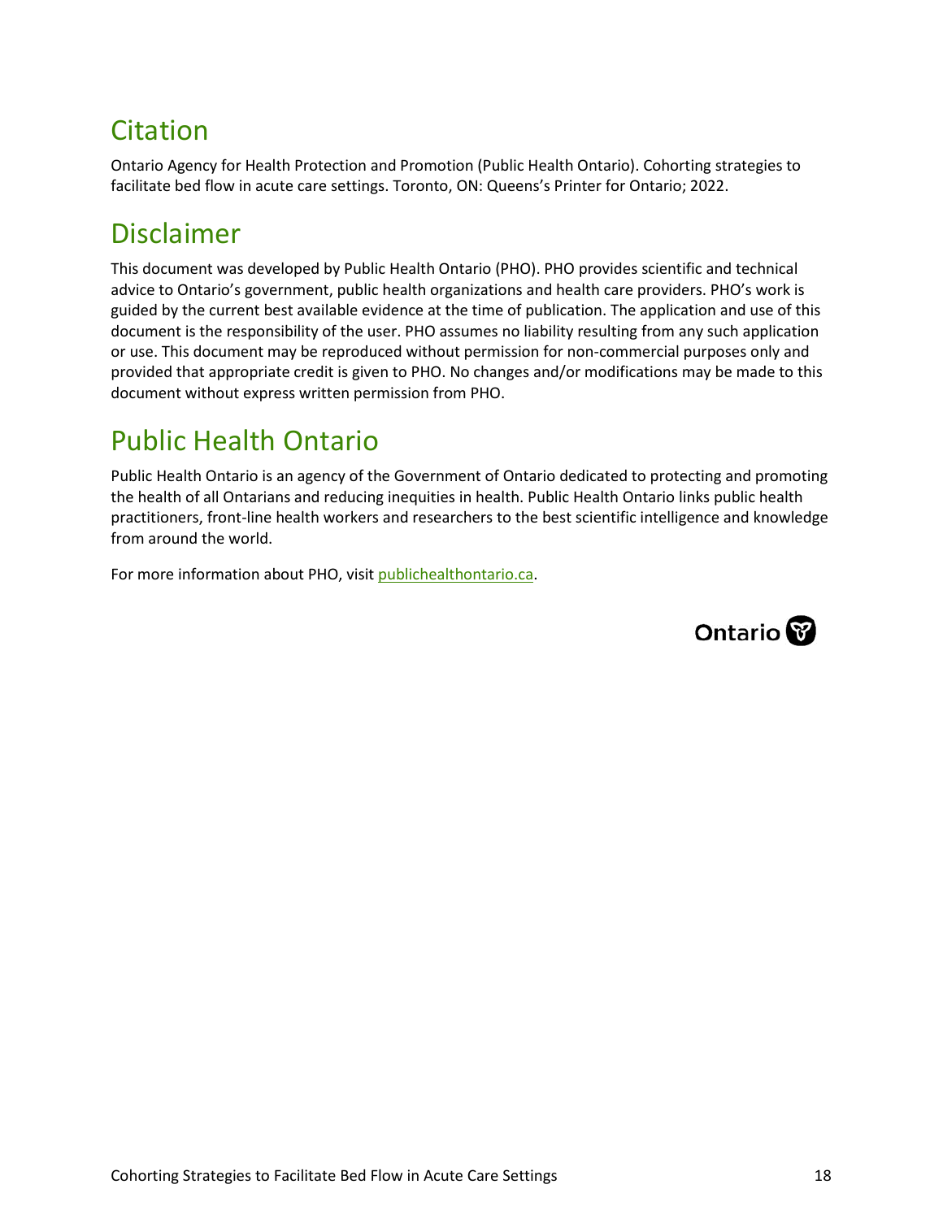## Citation

Ontario Agency for Health Protection and Promotion (Public Health Ontario). Cohorting strategies to facilitate bed flow in acute care settings. Toronto, ON: Queens's Printer for Ontario; 2022.

## Disclaimer

This document was developed by Public Health Ontario (PHO). PHO provides scientific and technical advice to Ontario's government, public health organizations and health care providers. PHO's work is guided by the current best available evidence at the time of publication. The application and use of this document is the responsibility of the user. PHO assumes no liability resulting from any such application or use. This document may be reproduced without permission for non-commercial purposes only and provided that appropriate credit is given to PHO. No changes and/or modifications may be made to this document without express written permission from PHO.

## Public Health Ontario

Public Health Ontario is an agency of the Government of Ontario dedicated to protecting and promoting the health of all Ontarians and reducing inequities in health. Public Health Ontario links public health practitioners, front-line health workers and researchers to the best scientific intelligence and knowledge from around the world.

For more information about PHO, visit [publichealthontario.ca](publichealthontario.ca).

Ontario